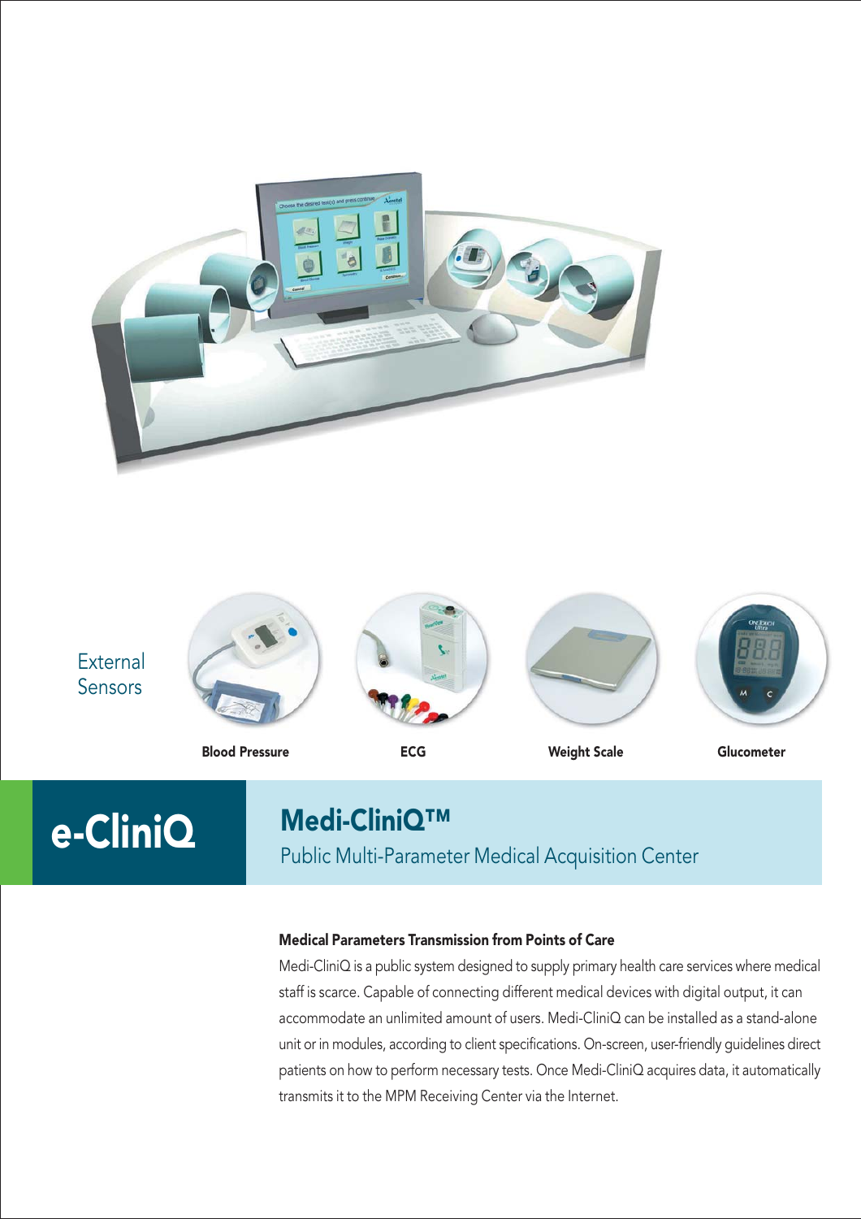External Sensors

**Blood Pressure** | **ECG** | **Weight Scale** | **Glucometer**

# e-CliniQ

## Medi-CliniQ™

Public Multi-Parameter Medical Acquisition Center

### Medical Parameters Transmission from Points of Care

Medi-CliniQ is a public system designed to supply primary health care services where medical staff is scarce. Capable of connecting different medical devices with digital output, it can accommodate an unlimited amount of users. Medi-CliniQ can be installed as a stand-alone unit or in modules, according to client specifications. On-screen, user-friendly guidelines direct patients on how to perform necessary tests. Once Medi-CliniQ acquires data, it automatically transmits it to the MPM Receiving Center via the Internet.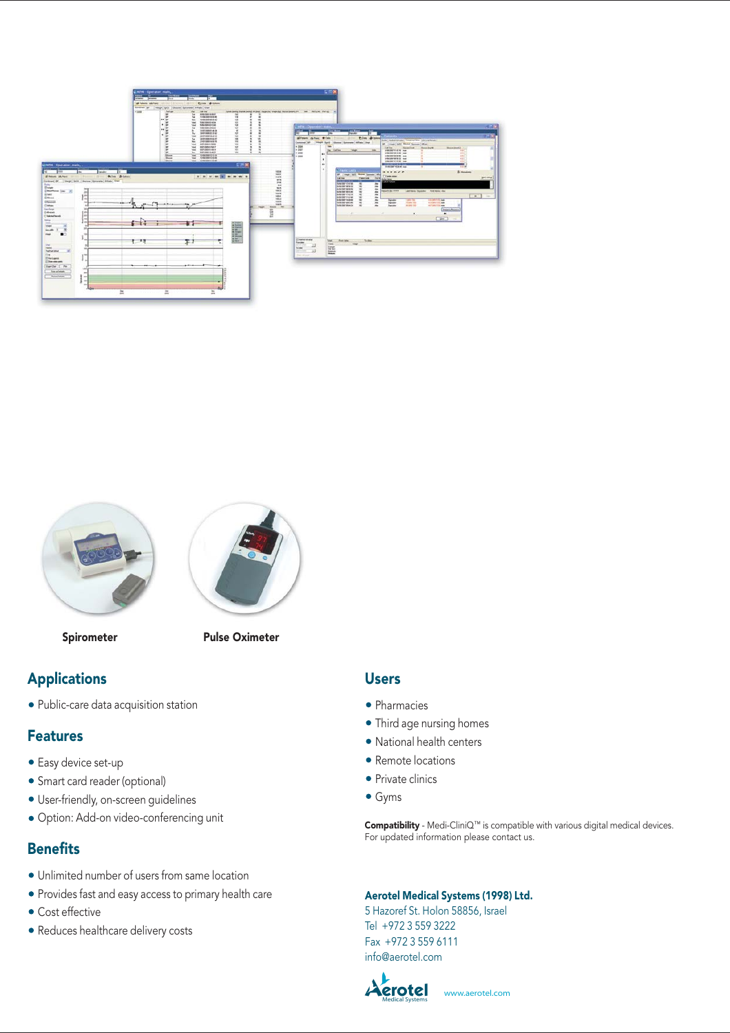Spirometer

Pulse Oximeter

## Applications

- Public-care data acquisition station

## Features

- Easy device set-up
- Smart card reader (optional)
- User-friendly, on-screen guidelines
- Option: Add-on video-conferencing unit

## Benefits

- Unlimited number of users from same location
- Provides fast and easy access to primary health care
- Cost effective
- Reduces healthcare delivery costs

## Users

- Pharmacies
- Third age nursing homes
- National health centers
- Remote locations
- Private clinics
- Gyms

**Compatibility** - Medi-CliniQ™ is compatible with various digital medical devices. For updated information please contact us.

**Aerotel Medical Systems (1998) Ltd.**
5 Hazoref St. Holon 58856, Israel
Tel +972 3 559 3222
Fax +972 3 559 6111
info@aerotel.com

Aerotel Medical Systems

www.aerotel.com